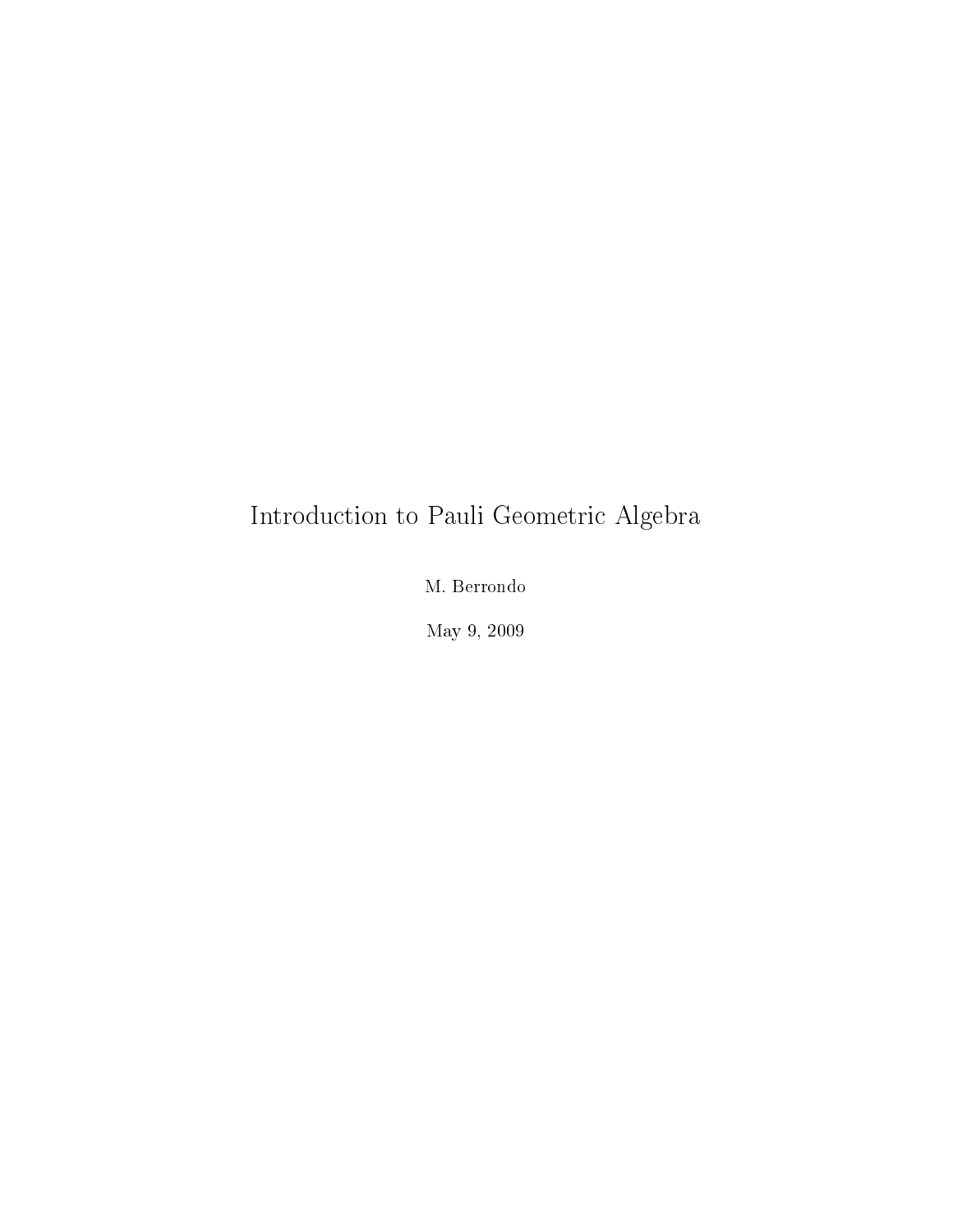# Introduction to Pauli Geometric Algebra

M. Berrondo

May 9, 2009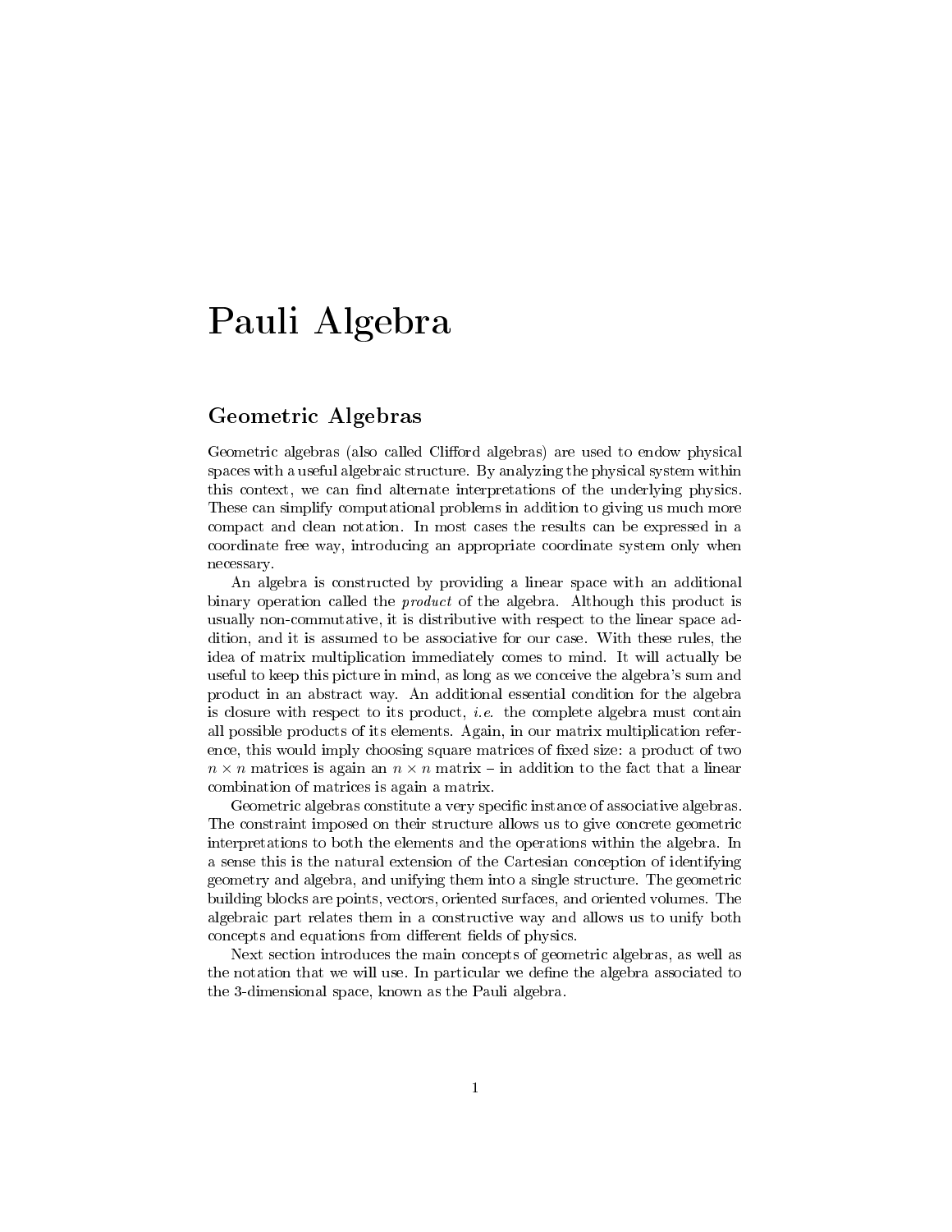# Pauli Algebra

## Geometric Algebras

Geometric algebras (also called Clifford algebras) are used to endow physical spaces with a useful algebraic structure. By analyzing the physical system within this context, we can find alternate interpretations of the underlying physics. These can simplify computational problems in addition to giving us much more compact and clean notation. In most cases the results can be expressed in a coordinate free way, introducing an appropriate coordinate system only when necessary.

An algebra is constructed by providing a linear space with an additional binary operation called the *product* of the algebra. Although this product is usually non-commutative, it is distributive with respect to the linear space addition, and it is assumed to be associative for our case. With these rules, the idea of matrix multiplication immediately comes to mind. It will actually be useful to keep this picture in mind, as long as we conceive the algebra's sum and product in an abstract way. An additional essential condition for the algebra is closure with respect to its product, *i.e.* the complete algebra must contain all possible products of its elements. Again, in our matrix multiplication reference, this would imply choosing square matrices of fixed size: a product of two $n \times n$ matrices is again an $n \times n$ matrix – in addition to the fact that a linear combination of matrices is again a matrix.

Geometric algebras constitute a very specific instance of associative algebras. The constraint imposed on their structure allows us to give concrete geometric interpretations to both the elements and the operations within the algebra. In a sense this is the natural extension of the Cartesian conception of identifying geometry and algebra, and unifying them into a single structure. The geometric building blocks are points, vectors, oriented surfaces, and oriented volumes. The algebraic part relates them in a constructive way and allows us to unify both concepts and equations from different fields of physics.

Next section introduces the main concepts of geometric algebras, as well as the notation that we will use. In particular we define the algebra associated to the 3-dimensional space, known as the Pauli algebra.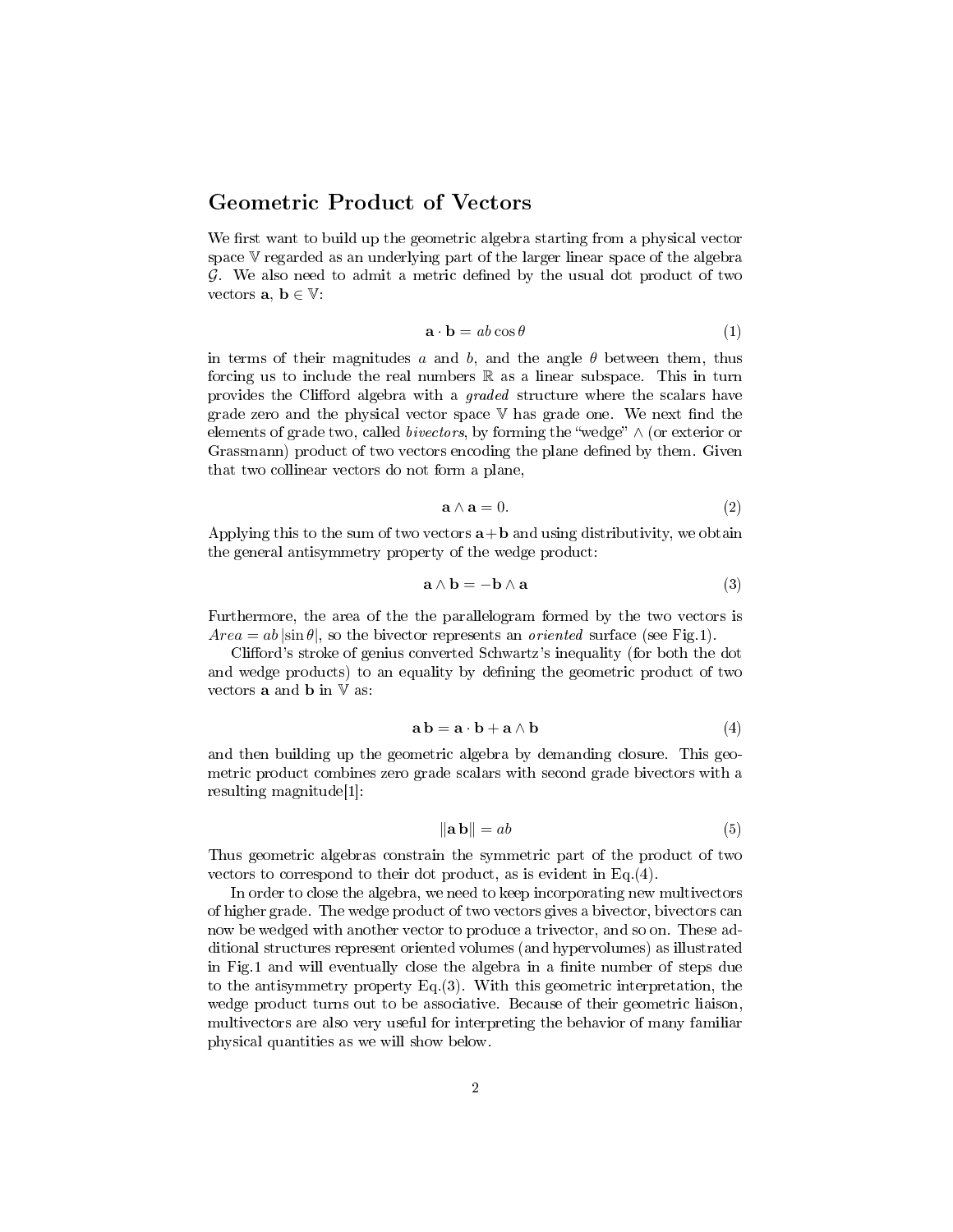## Geometric Product of Vectors

We first want to build up the geometric algebra starting from a physical vector space $\mathbb{V}$ regarded as an underlying part of the larger linear space of the algebra $\mathcal{G}$. We also need to admit a metric defined by the usual dot product of two vectors $\mathbf{a}$, $\mathbf{b} \in \mathbb{V}$:

$$\mathbf{a} \cdot \mathbf{b} = ab \cos \theta \tag{1}$$

in terms of their magnitudes $a$ and $b$, and the angle $\theta$ between them, thus forcing us to include the real numbers $\mathbb{R}$ as a linear subspace. This in turn provides the Clifford algebra with a *graded* structure where the scalars have grade zero and the physical vector space $\mathbb{V}$ has grade one. We next find the elements of grade two, called *bivectors*, by forming the "wedge" $\wedge$ (or exterior or Grassmann) product of two vectors encoding the plane defined by them. Given that two collinear vectors do not form a plane,

$$\mathbf{a} \wedge \mathbf{a} = 0. \tag{2}$$

Applying this to the sum of two vectors $\mathbf{a}+\mathbf{b}$ and using distributivity, we obtain the general antisymmetry property of the wedge product:

$$\mathbf{a} \wedge \mathbf{b} = -\mathbf{b} \wedge \mathbf{a} \tag{3}$$

Furthermore, the area of the the parallelogram formed by the two vectors is $Area = ab\,|\sin \theta|$, so the bivector represents an *oriented* surface (see Fig.1).

Clifford's stroke of genius converted Schwartz's inequality (for both the dot and wedge products) to an equality by defining the geometric product of two vectors $\mathbf{a}$ and $\mathbf{b}$ in $\mathbb{V}$ as:

$$\mathbf{a}\,\mathbf{b} = \mathbf{a} \cdot \mathbf{b} + \mathbf{a} \wedge \mathbf{b} \tag{4}$$

and then building up the geometric algebra by demanding closure. This geometric product combines zero grade scalars with second grade bivectors with a resulting magnitude[1]:

$$\|\mathbf{a}\,\mathbf{b}\| = ab \tag{5}$$

Thus geometric algebras constrain the symmetric part of the product of two vectors to correspond to their dot product, as is evident in Eq.(4).

In order to close the algebra, we need to keep incorporating new multivectors of higher grade. The wedge product of two vectors gives a bivector, bivectors can now be wedged with another vector to produce a trivector, and so on. These additional structures represent oriented volumes (and hypervolumes) as illustrated in Fig.1 and will eventually close the algebra in a finite number of steps due to the antisymmetry property Eq.(3). With this geometric interpretation, the wedge product turns out to be associative. Because of their geometric liaison, multivectors are also very useful for interpreting the behavior of many familiar physical quantities as we will show below.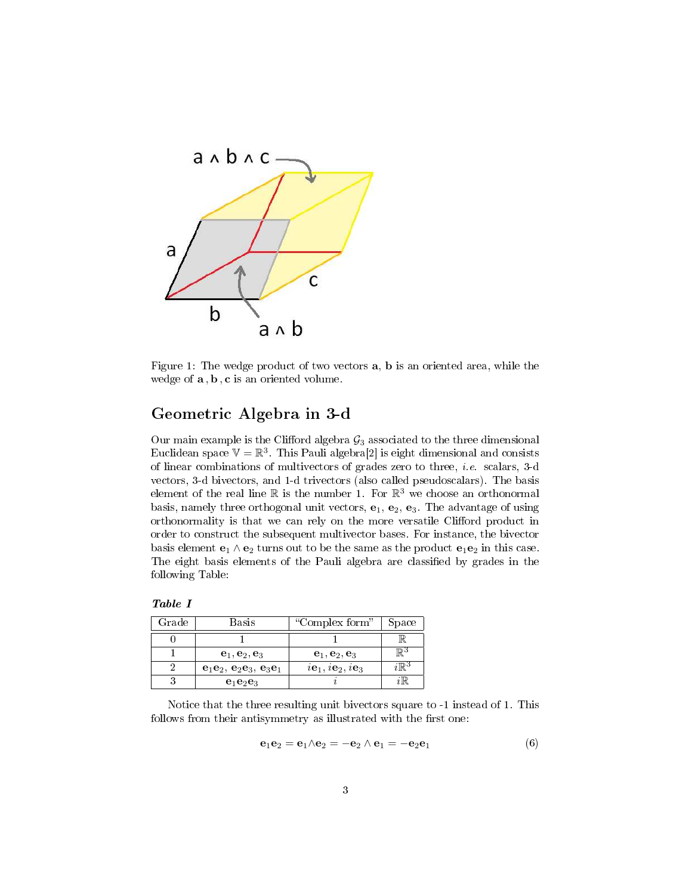Figure 1: The wedge product of two vectors $\mathbf{a}$, $\mathbf{b}$ is an oriented area, while the wedge of $\mathbf{a}, \mathbf{b}, \mathbf{c}$ is an oriented volume.

## Geometric Algebra in 3-d

Our main example is the Clifford algebra $\mathcal{G}_3$ associated to the three dimensional Euclidean space $\mathbb{V} = \mathbb{R}^3$. This Pauli algebra[2] is eight dimensional and consists of linear combinations of multivectors of grades zero to three, *i.e.* scalars, 3-d vectors, 3-d bivectors, and 1-d trivectors (also called pseudoscalars). The basis element of the real line $\mathbb{R}$ is the number 1. For $\mathbb{R}^3$ we choose an orthonormal basis, namely three orthogonal unit vectors, $\mathbf{e}_1$, $\mathbf{e}_2$, $\mathbf{e}_3$. The advantage of using orthonormality is that we can rely on the more versatile Clifford product in order to construct the subsequent multivector bases. For instance, the bivector basis element $\mathbf{e}_1 \wedge \mathbf{e}_2$ turns out to be the same as the product $\mathbf{e}_1\mathbf{e}_2$ in this case. The eight basis elements of the Pauli algebra are classified by grades in the following Table:

***Table I***

| Grade | Basis | "Complex form" | Space |
|---|---|---|---|
| 0 | $1$ | $1$ | $\mathbb{R}$ |
| 1 | $\mathbf{e}_1, \mathbf{e}_2, \mathbf{e}_3$ | $\mathbf{e}_1, \mathbf{e}_2, \mathbf{e}_3$ | $\mathbb{R}^3$ |
| 2 | $\mathbf{e}_1\mathbf{e}_2,\ \mathbf{e}_2\mathbf{e}_3,\ \mathbf{e}_3\mathbf{e}_1$ | $i\mathbf{e}_1, i\mathbf{e}_2, i\mathbf{e}_3$ | $i\mathbb{R}^3$ |
| 3 | $\mathbf{e}_1\mathbf{e}_2\mathbf{e}_3$ | $i$ | $i\mathbb{R}$ |

Notice that the three resulting unit bivectors square to -1 instead of 1. This follows from their antisymmetry as illustrated with the first one:

$$\mathbf{e}_1\mathbf{e}_2 = \mathbf{e}_1 \wedge \mathbf{e}_2 = -\mathbf{e}_2 \wedge \mathbf{e}_1 = -\mathbf{e}_2\mathbf{e}_1 \tag{6}$$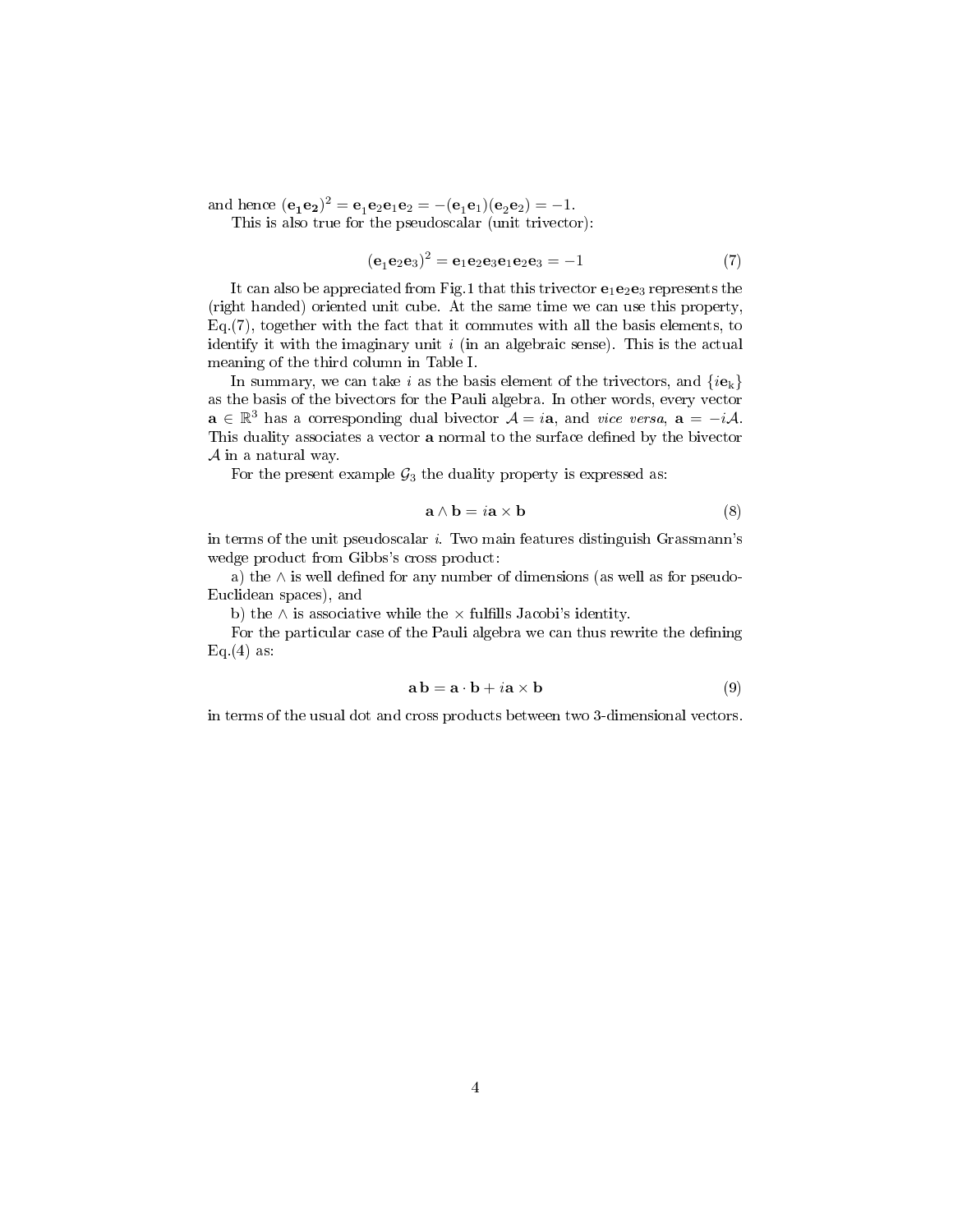and hence $(\mathbf{e_1 e_2})^2 = \mathbf{e}_1\mathbf{e}_2\mathbf{e}_1\mathbf{e}_2 = -(\mathbf{e}_1\mathbf{e}_1)(\mathbf{e}_2\mathbf{e}_2) = -1$.

This is also true for the pseudoscalar (unit trivector):

$$(\mathbf{e}_1\mathbf{e}_2\mathbf{e}_3)^2 = \mathbf{e}_1\mathbf{e}_2\mathbf{e}_3\mathbf{e}_1\mathbf{e}_2\mathbf{e}_3 = -1 \tag{7}$$

It can also be appreciated from Fig.1 that this trivector $\mathbf{e}_1\mathbf{e}_2\mathbf{e}_3$ represents the (right handed) oriented unit cube. At the same time we can use this property, Eq.(7), together with the fact that it commutes with all the basis elements, to identify it with the imaginary unit $i$ (in an algebraic sense). This is the actual meaning of the third column in Table I.

In summary, we can take $i$ as the basis element of the trivectors, and $\{i\mathbf{e}_\mathrm{k}\}$ as the basis of the bivectors for the Pauli algebra. In other words, every vector $\mathbf{a} \in \mathbb{R}^3$ has a corresponding dual bivector $\mathcal{A} = i\mathbf{a}$, and *vice versa*, $\mathbf{a} = -i\mathcal{A}$. This duality associates a vector $\mathbf{a}$ normal to the surface defined by the bivector $\mathcal{A}$ in a natural way.

For the present example $\mathcal{G}_3$ the duality property is expressed as:

$$\mathbf{a} \wedge \mathbf{b} = i\mathbf{a} \times \mathbf{b} \tag{8}$$

in terms of the unit pseudoscalar $i$. Two main features distinguish Grassmann's wedge product from Gibbs's cross product:

a) the $\wedge$ is well defined for any number of dimensions (as well as for pseudo-Euclidean spaces), and

b) the $\wedge$ is associative while the $\times$ fulfills Jacobi's identity.

For the particular case of the Pauli algebra we can thus rewrite the defining Eq.(4) as:

$$\mathbf{a}\,\mathbf{b} = \mathbf{a} \cdot \mathbf{b} + i\mathbf{a} \times \mathbf{b} \tag{9}$$

in terms of the usual dot and cross products between two 3-dimensional vectors.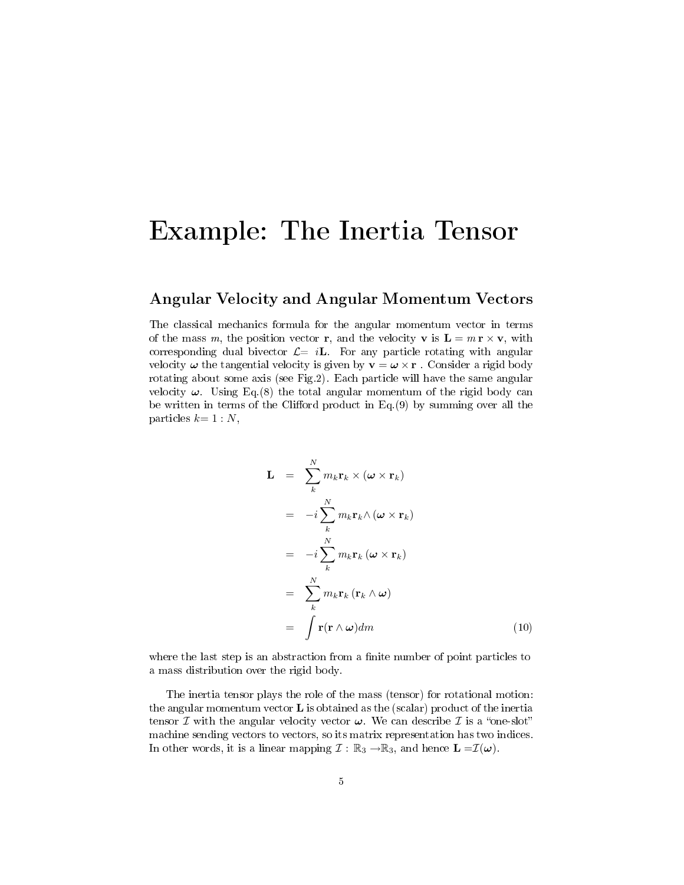# Example: The Inertia Tensor

## Angular Velocity and Angular Momentum Vectors

The classical mechanics formula for the angular momentum vector in terms of the mass $m$, the position vector $\mathbf{r}$, and the velocity $\mathbf{v}$ is $\mathbf{L} = m\,\mathbf{r} \times \mathbf{v}$, with corresponding dual bivector $\mathcal{L} = i\mathbf{L}$. For any particle rotating with angular velocity $\boldsymbol{\omega}$ the tangential velocity is given by $\mathbf{v} = \boldsymbol{\omega} \times \mathbf{r}$ . Consider a rigid body rotating about some axis (see Fig.2). Each particle will have the same angular velocity $\boldsymbol{\omega}$. Using Eq.(8) the total angular momentum of the rigid body can be written in terms of the Clifford product in Eq.(9) by summing over all the particles $k = 1 : N$,

$$
\begin{aligned}
\mathbf{L} &= \sum_{k}^{N} m_k \mathbf{r}_k \times (\boldsymbol{\omega} \times \mathbf{r}_k) \\
&= -i \sum_{k}^{N} m_k \mathbf{r}_k \wedge (\boldsymbol{\omega} \times \mathbf{r}_k) \\
&= -i \sum_{k}^{N} m_k \mathbf{r}_k \, (\boldsymbol{\omega} \times \mathbf{r}_k) \\
&= \sum_{k}^{N} m_k \mathbf{r}_k \, (\mathbf{r}_k \wedge \boldsymbol{\omega}) \\
&= \int \mathbf{r}(\mathbf{r} \wedge \boldsymbol{\omega}) dm \qquad (10)
\end{aligned}
$$

where the last step is an abstraction from a finite number of point particles to a mass distribution over the rigid body.

The inertia tensor plays the role of the mass (tensor) for rotational motion: the angular momentum vector $\mathbf{L}$ is obtained as the (scalar) product of the inertia tensor $\mathcal{I}$ with the angular velocity vector $\boldsymbol{\omega}$. We can describe $\mathcal{I}$ is a "one-slot" machine sending vectors to vectors, so its matrix representation has two indices. In other words, it is a linear mapping $\mathcal{I} : \mathbb{R}_3 \to \mathbb{R}_3$, and hence $\mathbf{L} = \mathcal{I}(\boldsymbol{\omega})$.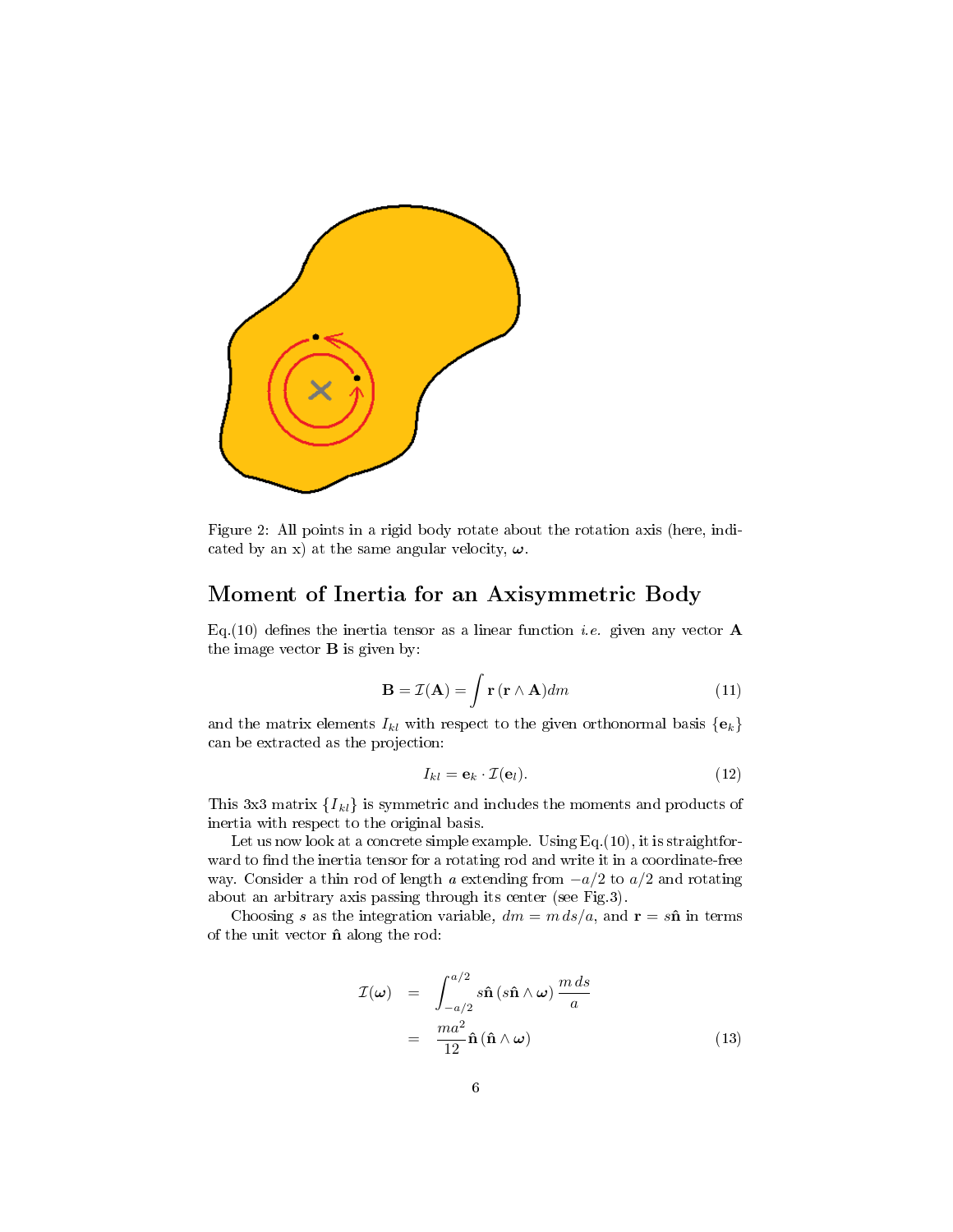Figure 2: All points in a rigid body rotate about the rotation axis (here, indicated by an x) at the same angular velocity, $\boldsymbol{\omega}$.

## Moment of Inertia for an Axisymmetric Body

Eq.(10) defines the inertia tensor as a linear function *i.e.* given any vector $\mathbf{A}$ the image vector $\mathbf{B}$ is given by:

$$\mathbf{B} = \mathcal{I}(\mathbf{A}) = \int \mathbf{r}\,(\mathbf{r} \wedge \mathbf{A}) dm \tag{11}$$

and the matrix elements $I_{kl}$ with respect to the given orthonormal basis $\{\mathbf{e}_k\}$ can be extracted as the projection:

$$I_{kl} = \mathbf{e}_k \cdot \mathcal{I}(\mathbf{e}_l). \tag{12}$$

This 3x3 matrix $\{I_{kl}\}$ is symmetric and includes the moments and products of inertia with respect to the original basis.

Let us now look at a concrete simple example. Using Eq.(10), it is straightforward to find the inertia tensor for a rotating rod and write it in a coordinate-free way. Consider a thin rod of length $a$ extending from $-a/2$ to $a/2$ and rotating about an arbitrary axis passing through its center (see Fig.3).

Choosing $s$ as the integration variable, $dm = m\,ds/a$, and $\mathbf{r} = s\hat{\mathbf{n}}$ in terms of the unit vector $\hat{\mathbf{n}}$ along the rod:

$$\begin{aligned}
\mathcal{I}(\boldsymbol{\omega}) &= \int_{-a/2}^{a/2} s\hat{\mathbf{n}}\,(s\hat{\mathbf{n}} \wedge \boldsymbol{\omega})\,\frac{m\,ds}{a} \\
&= \frac{ma^2}{12}\,\hat{\mathbf{n}}\,(\hat{\mathbf{n}} \wedge \boldsymbol{\omega})
\end{aligned} \tag{13}$$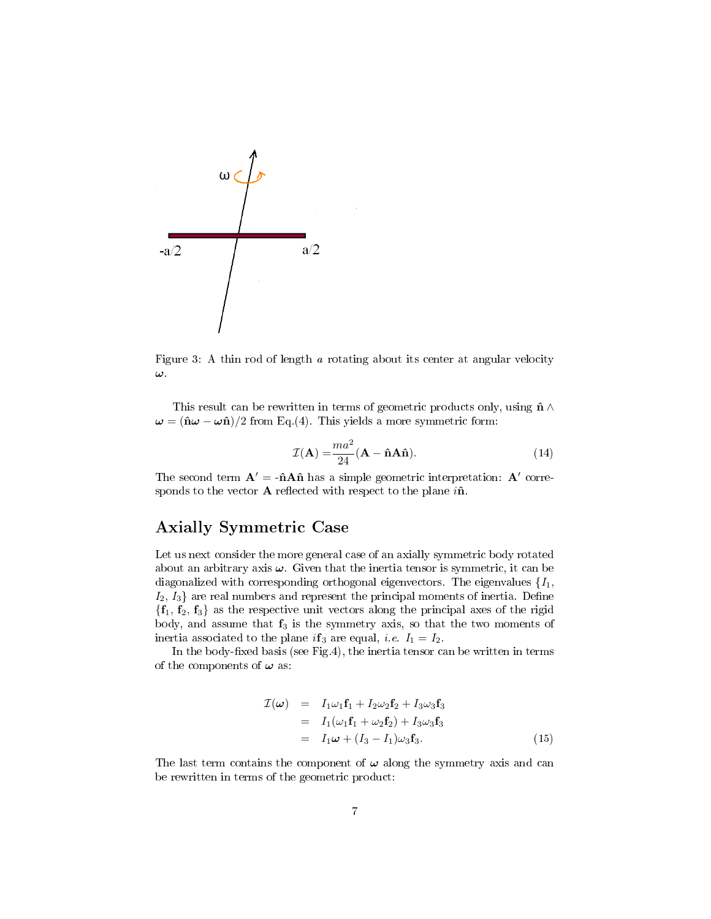Figure 3: A thin rod of length $a$ rotating about its center at angular velocity $\boldsymbol{\omega}$.

This result can be rewritten in terms of geometric products only, using $\hat{\mathbf{n}} \wedge \boldsymbol{\omega} = (\hat{\mathbf{n}}\boldsymbol{\omega} - \boldsymbol{\omega}\hat{\mathbf{n}})/2$ from Eq.(4). This yields a more symmetric form:

$$\mathcal{I}(\mathbf{A}) = \frac{ma^2}{24}(\mathbf{A} - \hat{\mathbf{n}}\mathbf{A}\hat{\mathbf{n}}). \tag{14}$$

The second term $\mathbf{A}' = -\hat{\mathbf{n}}\mathbf{A}\hat{\mathbf{n}}$ has a simple geometric interpretation: $\mathbf{A}'$ corresponds to the vector $\mathbf{A}$ reflected with respect to the plane $i\hat{\mathbf{n}}$.

## Axially Symmetric Case

Let us next consider the more general case of an axially symmetric body rotated about an arbitrary axis $\boldsymbol{\omega}$. Given that the inertia tensor is symmetric, it can be diagonalized with corresponding orthogonal eigenvectors. The eigenvalues $\{I_1, I_2, I_3\}$ are real numbers and represent the principal moments of inertia. Define $\{\mathbf{f}_1, \mathbf{f}_2, \mathbf{f}_3\}$ as the respective unit vectors along the principal axes of the rigid body, and assume that $\mathbf{f}_3$ is the symmetry axis, so that the two moments of inertia associated to the plane $i\mathbf{f}_3$ are equal, *i.e.* $I_1 = I_2$.

In the body-fixed basis (see Fig.4), the inertia tensor can be written in terms of the components of $\boldsymbol{\omega}$ as:

$$\begin{aligned}
\mathcal{I}(\boldsymbol{\omega}) &= I_1\omega_1\mathbf{f}_1 + I_2\omega_2\mathbf{f}_2 + I_3\omega_3\mathbf{f}_3 \\
&= I_1(\omega_1\mathbf{f}_1 + \omega_2\mathbf{f}_2) + I_3\omega_3\mathbf{f}_3 \\
&= I_1\boldsymbol{\omega} + (I_3 - I_1)\omega_3\mathbf{f}_3.
\end{aligned} \tag{15}$$

The last term contains the component of $\boldsymbol{\omega}$ along the symmetry axis and can be rewritten in terms of the geometric product: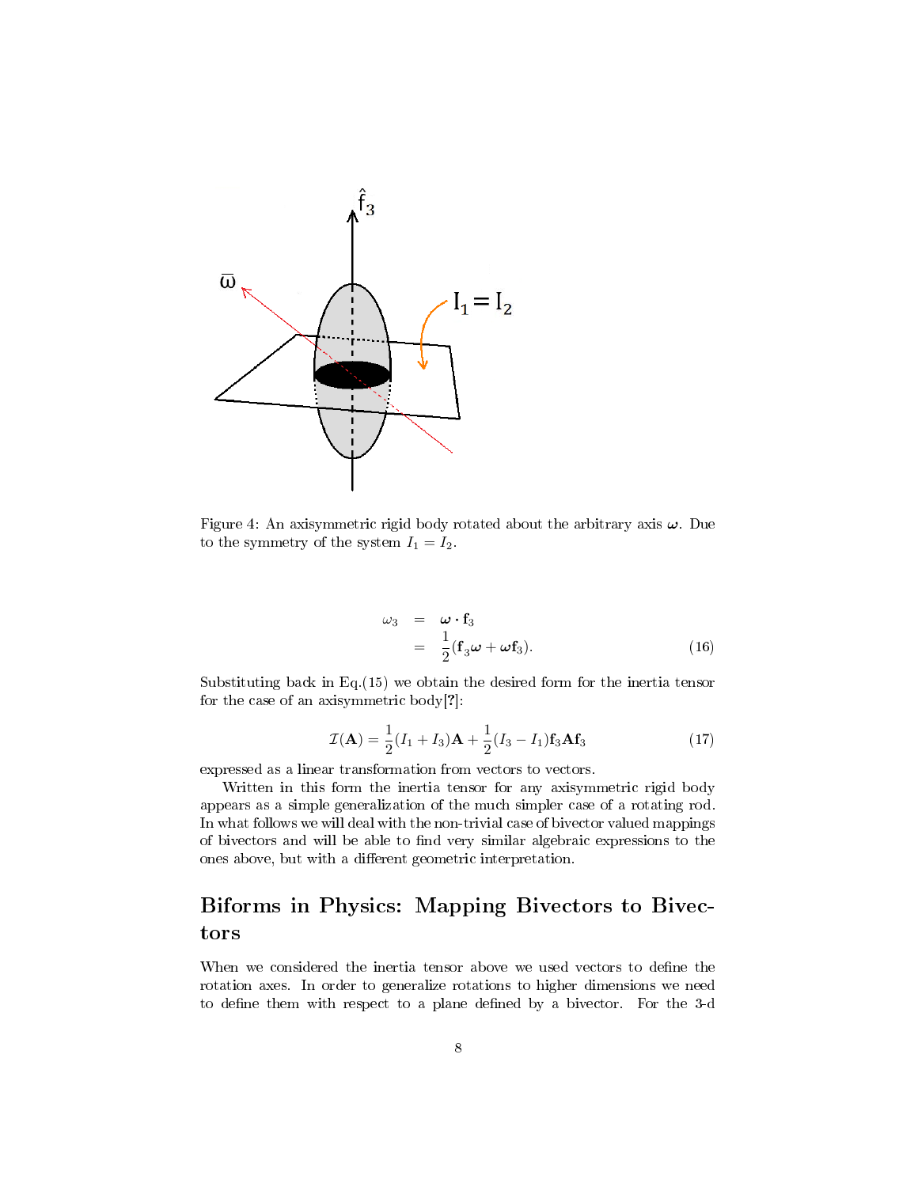Figure 4: An axisymmetric rigid body rotated about the arbitrary axis $\boldsymbol{\omega}$. Due to the symmetry of the system $I_1 = I_2$.

$$
\begin{aligned}
\omega_3 &= \boldsymbol{\omega} \cdot \mathbf{f}_3 \\
&= \frac{1}{2}(\mathbf{f}_3\boldsymbol{\omega} + \boldsymbol{\omega}\mathbf{f}_3).
\end{aligned}
\tag{16}
$$

Substituting back in Eq.(15) we obtain the desired form for the inertia tensor for the case of an axisymmetric body[?]:

$$
\mathcal{I}(\mathbf{A}) = \frac{1}{2}(I_1 + I_3)\mathbf{A} + \frac{1}{2}(I_3 - I_1)\mathbf{f}_3\mathbf{A}\mathbf{f}_3 \tag{17}
$$

expressed as a linear transformation from vectors to vectors.

Written in this form the inertia tensor for any axisymmetric rigid body appears as a simple generalization of the much simpler case of a rotating rod. In what follows we will deal with the non-trivial case of bivector valued mappings of bivectors and will be able to find very similar algebraic expressions to the ones above, but with a different geometric interpretation.

## Biforms in Physics: Mapping Bivectors to Bivectors

When we considered the inertia tensor above we used vectors to define the rotation axes. In order to generalize rotations to higher dimensions we need to define them with respect to a plane defined by a bivector. For the 3-d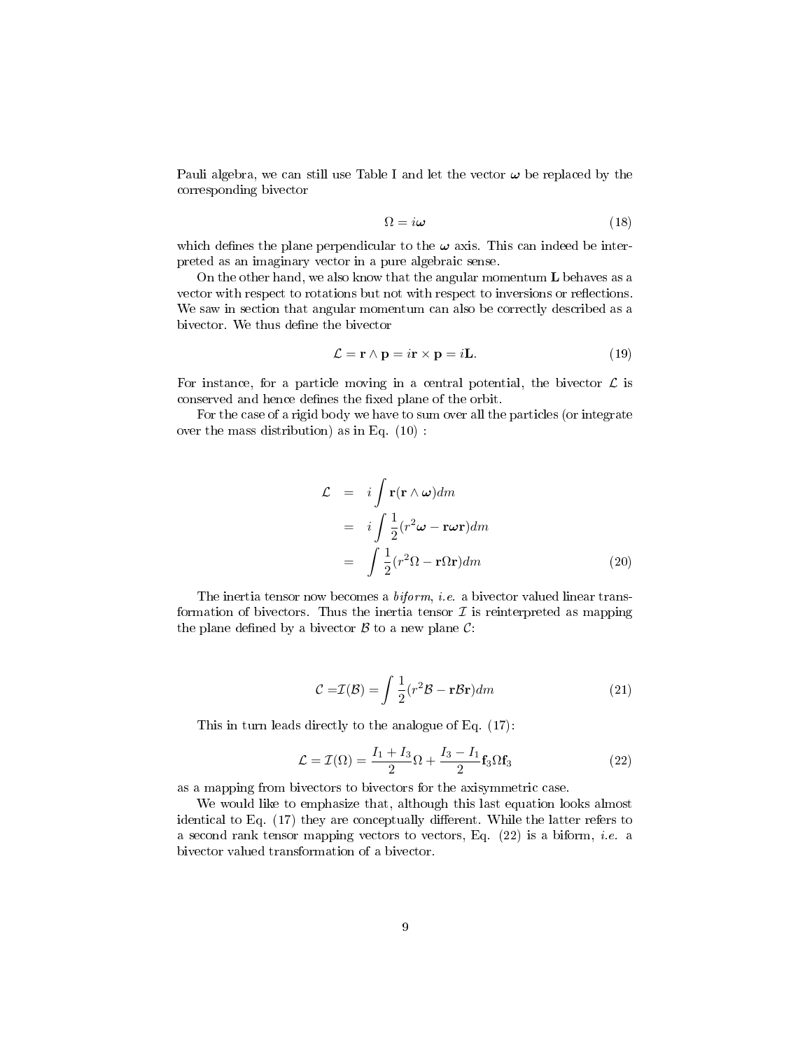Pauli algebra, we can still use Table I and let the vector $\boldsymbol{\omega}$ be replaced by the corresponding bivector

$$\Omega = i\boldsymbol{\omega} \tag{18}$$

which defines the plane perpendicular to the $\boldsymbol{\omega}$ axis. This can indeed be interpreted as an imaginary vector in a pure algebraic sense.

On the other hand, we also know that the angular momentum $\mathbf{L}$ behaves as a vector with respect to rotations but not with respect to inversions or reflections. We saw in section that angular momentum can also be correctly described as a bivector. We thus define the bivector

$$\mathcal{L} = \mathbf{r} \wedge \mathbf{p} = i\mathbf{r} \times \mathbf{p} = i\mathbf{L}. \tag{19}$$

For instance, for a particle moving in a central potential, the bivector $\mathcal{L}$ is conserved and hence defines the fixed plane of the orbit.

For the case of a rigid body we have to sum over all the particles (or integrate over the mass distribution) as in Eq. (10) :

$$\begin{aligned}
\mathcal{L} &= i\int \mathbf{r}(\mathbf{r} \wedge \boldsymbol{\omega})dm \\
&= i\int \frac{1}{2}(r^2\boldsymbol{\omega} - \mathbf{r}\boldsymbol{\omega}\mathbf{r})dm \\
&= \int \frac{1}{2}(r^2\Omega - \mathbf{r}\Omega\mathbf{r})dm
\end{aligned} \tag{20}$$

The inertia tensor now becomes a *biform*, *i.e.* a bivector valued linear transformation of bivectors. Thus the inertia tensor $\mathcal{I}$ is reinterpreted as mapping the plane defined by a bivector $\mathcal{B}$ to a new plane $\mathcal{C}$:

$$\mathcal{C} = \mathcal{I}(\mathcal{B}) = \int \frac{1}{2}(r^2\mathcal{B} - \mathbf{r}\mathcal{B}\mathbf{r})dm \tag{21}$$

This in turn leads directly to the analogue of Eq. (17):

$$\mathcal{L} = \mathcal{I}(\Omega) = \frac{I_1 + I_3}{2}\Omega + \frac{I_3 - I_1}{2}\mathbf{f}_3\Omega\mathbf{f}_3 \tag{22}$$

as a mapping from bivectors to bivectors for the axisymmetric case.

We would like to emphasize that, although this last equation looks almost identical to Eq. (17) they are conceptually different. While the latter refers to a second rank tensor mapping vectors to vectors, Eq. (22) is a biform, *i.e.* a bivector valued transformation of a bivector.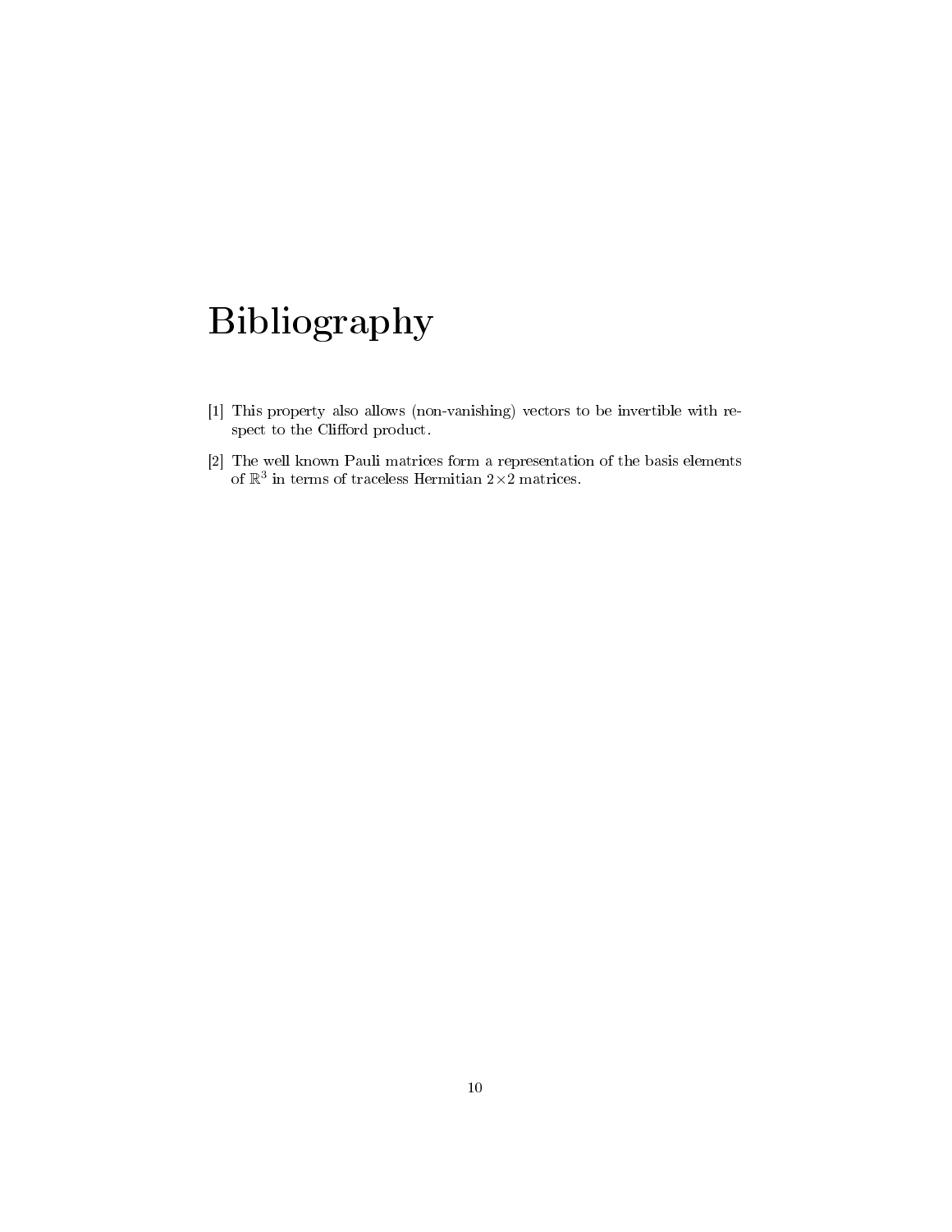# Bibliography

[1] This property also allows (non-vanishing) vectors to be invertible with respect to the Clifford product.

[2] The well known Pauli matrices form a representation of the basis elements of $\mathbb{R}^3$ in terms of traceless Hermitian $2\times 2$ matrices.